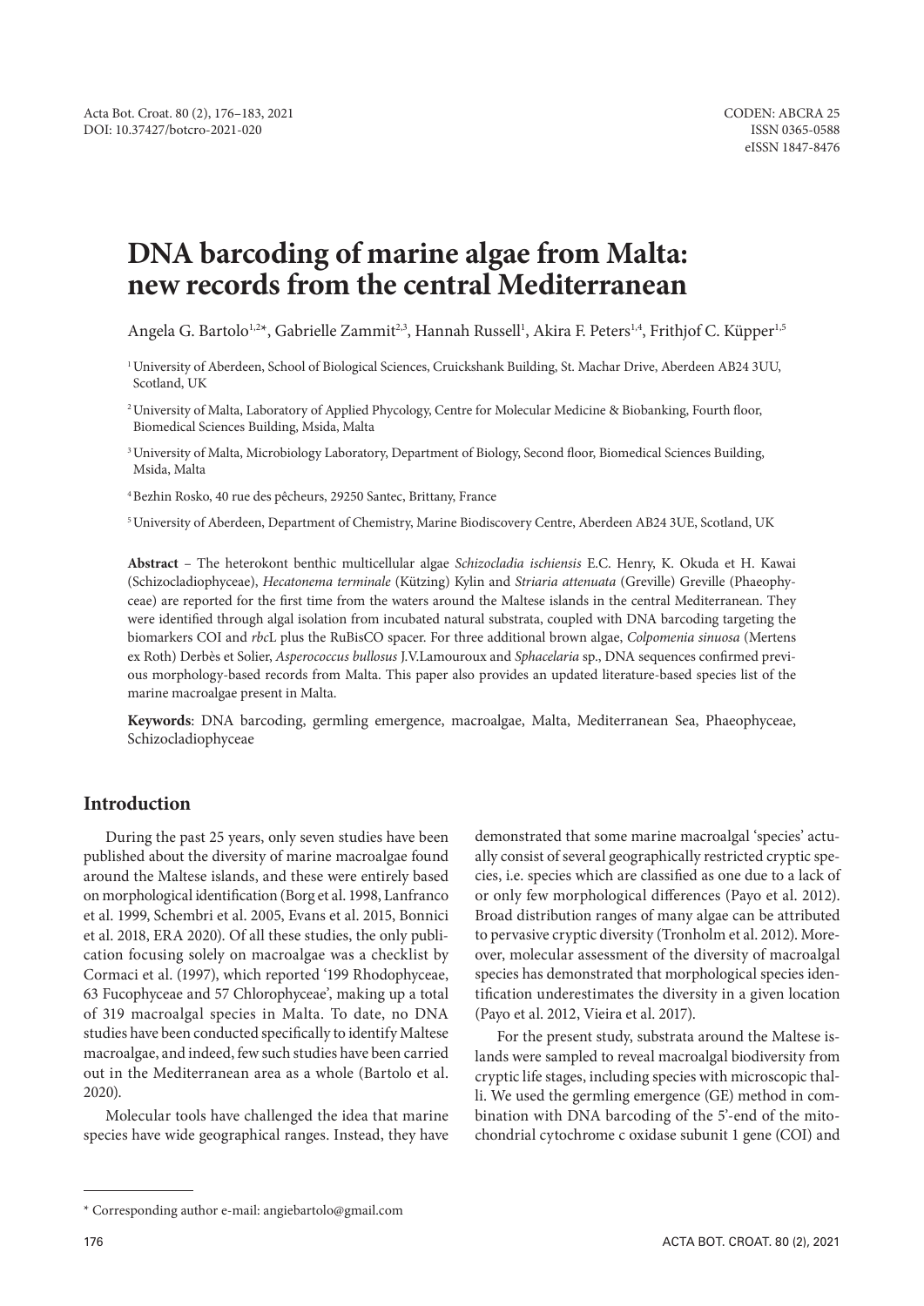# DNA barcoding of marine algae from Malta: new records from the central Mediterranean

Angela G. Bartolo[1,2*], Gabrielle Zammit[2,3], Hannah Russell[1], Akira F. Peters[1,4], Frithjof C. Küpper[1,5]

[1] University of Aberdeen, School of Biological Sciences, Cruickshank Building, St. Machar Drive, Aberdeen AB24 3UU, Scotland, UK

[2] University of Malta, Laboratory of Applied Phycology, Centre for Molecular Medicine & Biobanking, Fourth floor, Biomedical Sciences Building, Msida, Malta

[3] University of Malta, Microbiology Laboratory, Department of Biology, Second floor, Biomedical Sciences Building, Msida, Malta

[4] Bezhin Rosko, 40 rue des pêcheurs, 29250 Santec, Brittany, France

[5] University of Aberdeen, Department of Chemistry, Marine Biodiscovery Centre, Aberdeen AB24 3UE, Scotland, UK

**Abstract** – The heterokont benthic multicellular algae *Schizocladia ischiensis* E.C. Henry, K. Okuda et H. Kawai (Schizocladiophyceae), *Hecatonema terminale* (Kützing) Kylin and *Striaria attenuata* (Greville) Greville (Phaeophyceae) are reported for the first time from the waters around the Maltese islands in the central Mediterranean. They were identified through algal isolation from incubated natural substrata, coupled with DNA barcoding targeting the biomarkers COI and *rbc*L plus the RuBisCO spacer. For three additional brown algae, *Colpomenia sinuosa* (Mertens ex Roth) Derbès et Solier, *Asperococcus bullosus* J.V.Lamouroux and *Sphacelaria* sp., DNA sequences confirmed previous morphology-based records from Malta. This paper also provides an updated literature-based species list of the marine macroalgae present in Malta.

**Keywords**: DNA barcoding, germling emergence, macroalgae, Malta, Mediterranean Sea, Phaeophyceae, Schizocladiophyceae

## Introduction

During the past 25 years, only seven studies have been published about the diversity of marine macroalgae found around the Maltese islands, and these were entirely based on morphological identification (Borg et al. 1998, Lanfranco et al. 1999, Schembri et al. 2005, Evans et al. 2015, Bonnici et al. 2018, ERA 2020). Of all these studies, the only publication focusing solely on macroalgae was a checklist by Cormaci et al. (1997), which reported '199 Rhodophyceae, 63 Fucophyceae and 57 Chlorophyceae', making up a total of 319 macroalgal species in Malta. To date, no DNA studies have been conducted specifically to identify Maltese macroalgae, and indeed, few such studies have been carried out in the Mediterranean area as a whole (Bartolo et al. 2020).

Molecular tools have challenged the idea that marine species have wide geographical ranges. Instead, they have demonstrated that some marine macroalgal 'species' actually consist of several geographically restricted cryptic species, i.e. species which are classified as one due to a lack of or only few morphological differences (Payo et al. 2012). Broad distribution ranges of many algae can be attributed to pervasive cryptic diversity (Tronholm et al. 2012). Moreover, molecular assessment of the diversity of macroalgal species has demonstrated that morphological species identification underestimates the diversity in a given location (Payo et al. 2012, Vieira et al. 2017).

For the present study, substrata around the Maltese islands were sampled to reveal macroalgal biodiversity from cryptic life stages, including species with microscopic thalli. We used the germling emergence (GE) method in combination with DNA barcoding of the 5'-end of the mitochondrial cytochrome c oxidase subunit 1 gene (COI) and

\* Corresponding author e-mail: angiebartolo@gmail.com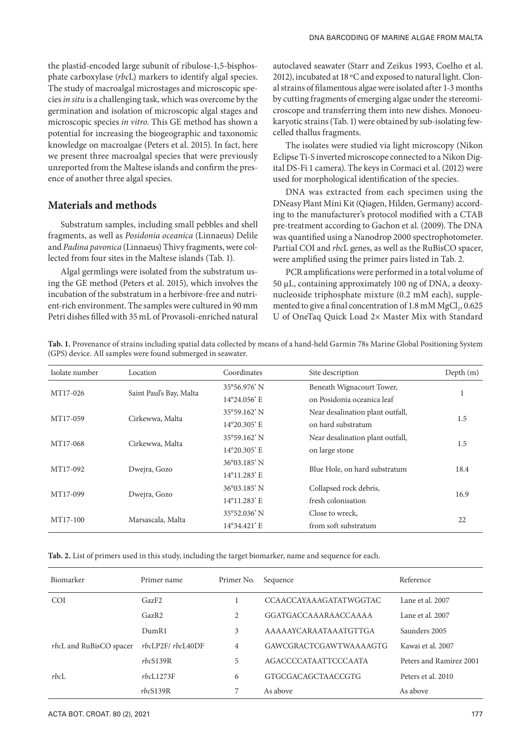the plastid-encoded large subunit of ribulose-1,5-bisphosphate carboxylase (*rbc*L) markers to identify algal species. The study of macroalgal microstages and microscopic species *in situ* is a challenging task, which was overcome by the germination and isolation of microscopic algal stages and microscopic species *in vitro*. This GE method has shown a potential for increasing the biogeographic and taxonomic knowledge on macroalgae (Peters et al. 2015). In fact, here we present three macroalgal species that were previously unreported from the Maltese islands and confirm the presence of another three algal species.

## Materials and methods

Substratum samples, including small pebbles and shell fragments, as well as *Posidonia oceanica* (Linnaeus) Delile and *Padina pavonica* (Linnaeus) Thivy fragments, were collected from four sites in the Maltese islands (Tab. 1).

Algal germlings were isolated from the substratum using the GE method (Peters et al. 2015), which involves the incubation of the substratum in a herbivore-free and nutrient-rich environment. The samples were cultured in 90 mm Petri dishes filled with 35 mL of Provasoli-enriched natural autoclaved seawater (Starr and Zeikus 1993, Coelho et al. 2012), incubated at 18 °C and exposed to natural light. Clonal strains of filamentous algae were isolated after 1-3 months by cutting fragments of emerging algae under the stereomicroscope and transferring them into new dishes. Monoeukaryotic strains (Tab. 1) were obtained by sub-isolating few-celled thallus fragments.

The isolates were studied via light microscopy (Nikon Eclipse Ti-S inverted microscope connected to a Nikon Digital DS-Fi 1 camera). The keys in Cormaci et al. (2012) were used for morphological identification of the species.

DNA was extracted from each specimen using the DNeasy Plant Mini Kit (Qiagen, Hilden, Germany) according to the manufacturer's protocol modified with a CTAB pre-treatment according to Gachon et al. (2009). The DNA was quantified using a Nanodrop 2000 spectrophotometer. Partial COI and *rbc*L genes, as well as the RuBisCO spacer, were amplified using the primer pairs listed in Tab. 2.

PCR amplifications were performed in a total volume of 50 µL, containing approximately 100 ng of DNA, a deoxynucleoside triphosphate mixture (0.2 mM each), supplemented to give a final concentration of 1.8 mM $MgCl_2$, 0.625 U of OneTaq Quick Load 2× Master Mix with Standard

**Tab. 1.** Provenance of strains including spatial data collected by means of a hand-held Garmin 78s Marine Global Positioning System (GPS) device. All samples were found submerged in seawater.

| Isolate number | Location | Coordinates | Site description | Depth (m) |
|---|---|---|---|---|
| MT17-026 | Saint Paul's Bay, Malta | 35°56.976' N 14°24.056' E | Beneath Wignacourt Tower, on Posidonia oceanica leaf | 1 |
| MT17-059 | Cirkewwa, Malta | 35°59.162' N 14°20.305' E | Near desalination plant outfall, on hard substratum | 1.5 |
| MT17-068 | Cirkewwa, Malta | 35°59.162' N 14°20.305' E | Near desalination plant outfall, on large stone | 1.5 |
| MT17-092 | Dwejra, Gozo | 36°03.185' N 14°11.283' E | Blue Hole, on hard substratum | 18.4 |
| MT17-099 | Dwejra, Gozo | 36°03.185' N 14°11.283' E | Collapsed rock debris, fresh colonisation | 16.9 |
| MT17-100 | Marsascala, Malta | 35°52.036' N 14°34.421' E | Close to wreck, from soft substratum | 22 |

**Tab. 2.** List of primers used in this study, including the target biomarker, name and sequence for each.

| Biomarker | Primer name | Primer No. | Sequence | Reference |
|---|---|---|---|---|
| COI | GazF2 | 1 | CCAACCAYAAAGATATWGGTAC | Lane et al. 2007 |
| | GazR2 | 2 | GGATGACCAAARAACCAAAA | Lane et al. 2007 |
| | DumR1 | 3 | AAAAAYCARAATAAATGTTGA | Saunders 2005 |
| *rbc*L and RuBisCO spacer | *rbc*LP2F/ *rbc*L40DF | 4 | GAWCGRACTCGAWTWAAAAGTG | Kawai et al. 2007 |
| | *rbc*S139R | 5 | AGACCCCATAATTCCCAATA | Peters and Ramírez 2001 |
| *rbc*L | *rbc*L1273F | 6 | GTGCGACAGCTAACCGTG | Peters et al. 2010 |
| | *rbc*S139R | 7 | As above | As above |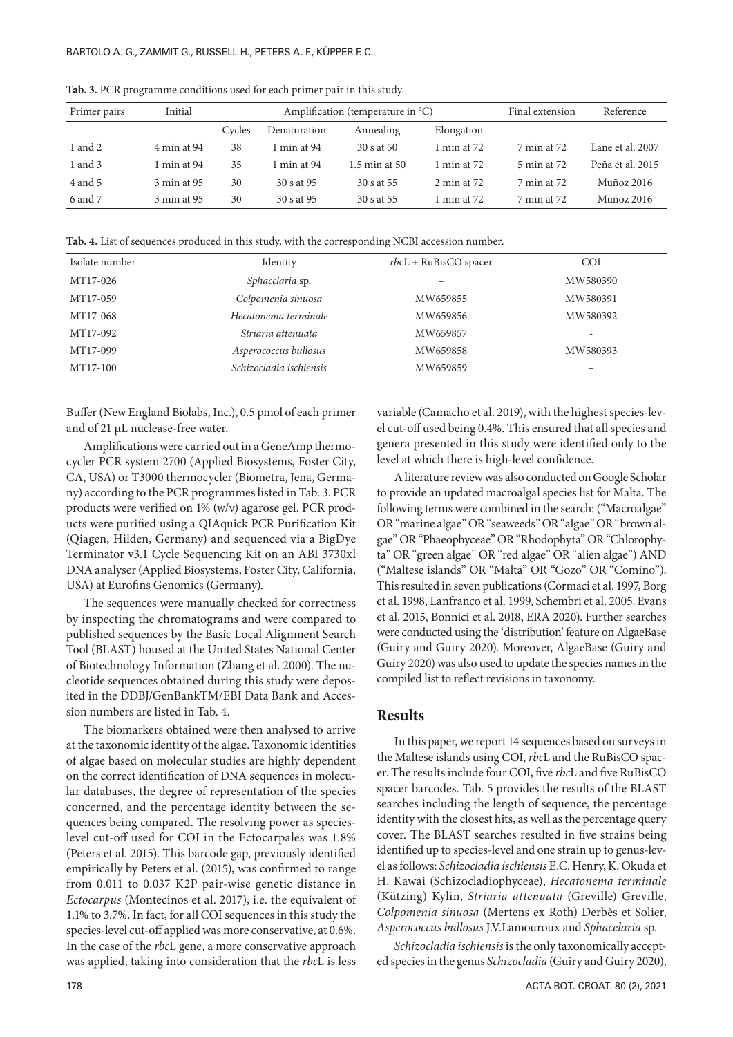**Tab. 3.** PCR programme conditions used for each primer pair in this study.

| Primer pairs | Initial | Amplification (temperature in °C) | | | | Final extension | Reference |
|---|---|---|---|---|---|---|---|
| | | Cycles | Denaturation | Annealing | Elongation | | |
| 1 and 2 | 4 min at 94 | 38 | 1 min at 94 | 30 s at 50 | 1 min at 72 | 7 min at 72 | Lane et al. 2007 |
| 1 and 3 | 1 min at 94 | 35 | 1 min at 94 | 1.5 min at 50 | 1 min at 72 | 5 min at 72 | Peña et al. 2015 |
| 4 and 5 | 3 min at 95 | 30 | 30 s at 95 | 30 s at 55 | 2 min at 72 | 7 min at 72 | Muñoz 2016 |
| 6 and 7 | 3 min at 95 | 30 | 30 s at 95 | 30 s at 55 | 1 min at 72 | 7 min at 72 | Muñoz 2016 |

**Tab. 4.** List of sequences produced in this study, with the corresponding NCBI accession number.

| Isolate number | Identity | *rbc*L + RuBisCO spacer | COI |
|---|---|---|---|
| MT17-026 | *Sphacelaria* sp. | – | MW580390 |
| MT17-059 | *Colpomenia sinuosa* | MW659855 | MW580391 |
| MT17-068 | *Hecatonema terminale* | MW659856 | MW580392 |
| MT17-092 | *Striaria attenuata* | MW659857 | - |
| MT17-099 | *Asperococcus bullosus* | MW659858 | MW580393 |
| MT17-100 | *Schizocladia ischiensis* | MW659859 | – |

Buffer (New England Biolabs, Inc.), 0.5 pmol of each primer and of 21 µL nuclease-free water.

Amplifications were carried out in a GeneAmp thermocycler PCR system 2700 (Applied Biosystems, Foster City, CA, USA) or T3000 thermocycler (Biometra, Jena, Germany) according to the PCR programmes listed in Tab. 3. PCR products were verified on 1% (w/v) agarose gel. PCR products were purified using a QIAquick PCR Purification Kit (Qiagen, Hilden, Germany) and sequenced via a BigDye Terminator v3.1 Cycle Sequencing Kit on an ABI 3730xl DNA analyser (Applied Biosystems, Foster City, California, USA) at Eurofins Genomics (Germany).

The sequences were manually checked for correctness by inspecting the chromatograms and were compared to published sequences by the Basic Local Alignment Search Tool (BLAST) housed at the United States National Center of Biotechnology Information (Zhang et al. 2000). The nucleotide sequences obtained during this study were deposited in the DDBJ/GenBankTM/EBI Data Bank and Accession numbers are listed in Tab. 4.

The biomarkers obtained were then analysed to arrive at the taxonomic identity of the algae. Taxonomic identities of algae based on molecular studies are highly dependent on the correct identification of DNA sequences in molecular databases, the degree of representation of the species concerned, and the percentage identity between the sequences being compared. The resolving power as species-level cut-off used for COI in the Ectocarpales was 1.8% (Peters et al. 2015). This barcode gap, previously identified empirically by Peters et al. (2015), was confirmed to range from 0.011 to 0.037 K2P pair-wise genetic distance in *Ectocarpus* (Montecinos et al. 2017), i.e. the equivalent of 1.1% to 3.7%. In fact, for all COI sequences in this study the species-level cut-off applied was more conservative, at 0.6%. In the case of the *rbc*L gene, a more conservative approach was applied, taking into consideration that the *rbc*L is less variable (Camacho et al. 2019), with the highest species-level cut-off used being 0.4%. This ensured that all species and genera presented in this study were identified only to the level at which there is high-level confidence.

A literature review was also conducted on Google Scholar to provide an updated macroalgal species list for Malta. The following terms were combined in the search: ("Macroalgae" OR "marine algae" OR "seaweeds" OR "algae" OR "brown algae" OR "Phaeophyceae" OR "Rhodophyta" OR "Chlorophyta" OR "green algae" OR "red algae" OR "alien algae") AND ("Maltese islands" OR "Malta" OR "Gozo" OR "Comino"). This resulted in seven publications (Cormaci et al. 1997, Borg et al. 1998, Lanfranco et al. 1999, Schembri et al. 2005, Evans et al. 2015, Bonnici et al. 2018, ERA 2020). Further searches were conducted using the 'distribution' feature on AlgaeBase (Guiry and Guiry 2020). Moreover, AlgaeBase (Guiry and Guiry 2020) was also used to update the species names in the compiled list to reflect revisions in taxonomy.

## Results

In this paper, we report 14 sequences based on surveys in the Maltese islands using COI, *rbc*L and the RuBisCO spacer. The results include four COI, five *rbc*L and five RuBisCO spacer barcodes. Tab. 5 provides the results of the BLAST searches including the length of sequence, the percentage identity with the closest hits, as well as the percentage query cover. The BLAST searches resulted in five strains being identified up to species-level and one strain up to genus-level as follows: *Schizocladia ischiensis* E.C. Henry, K. Okuda et H. Kawai (Schizocladiophyceae), *Hecatonema terminale* (Kützing) Kylin, *Striaria attenuata* (Greville) Greville, *Colpomenia sinuosa* (Mertens ex Roth) Derbès et Solier, *Asperococcus bullosus* J.V.Lamouroux and *Sphacelaria* sp.

*Schizocladia ischiensis* is the only taxonomically accepted species in the genus *Schizocladia* (Guiry and Guiry 2020),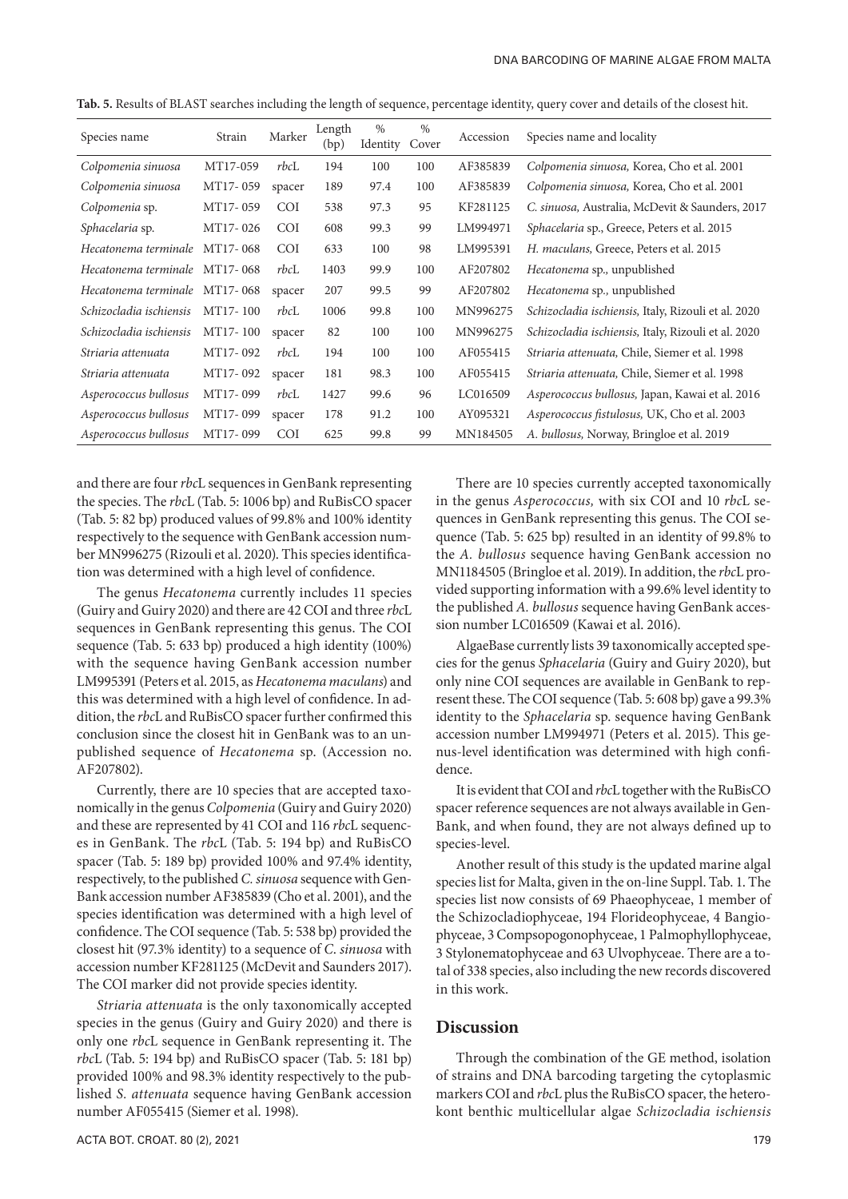**Tab. 5.** Results of BLAST searches including the length of sequence, percentage identity, query cover and details of the closest hit.

| Species name | Strain | Marker | Length (bp) | % Identity | % Cover | Accession | Species name and locality |
|---|---|---|---|---|---|---|---|
| *Colpomenia sinuosa* | MT17-059 | *rbc*L | 194 | 100 | 100 | AF385839 | *Colpomenia sinuosa,* Korea, Cho et al. 2001 |
| *Colpomenia sinuosa* | MT17- 059 | spacer | 189 | 97.4 | 100 | AF385839 | *Colpomenia sinuosa,* Korea, Cho et al. 2001 |
| *Colpomenia* sp. | MT17- 059 | COI | 538 | 97.3 | 95 | KF281125 | *C. sinuosa,* Australia, McDevit & Saunders, 2017 |
| *Sphacelaria* sp. | MT17- 026 | COI | 608 | 99.3 | 99 | LM994971 | *Sphacelaria* sp., Greece, Peters et al. 2015 |
| *Hecatonema terminale* | MT17- 068 | COI | 633 | 100 | 98 | LM995391 | *H. maculans,* Greece, Peters et al. 2015 |
| *Hecatonema terminale* | MT17- 068 | *rbc*L | 1403 | 99.9 | 100 | AF207802 | *Hecatonema* sp., unpublished |
| *Hecatonema terminale* | MT17- 068 | spacer | 207 | 99.5 | 99 | AF207802 | *Hecatonema* sp., unpublished |
| *Schizocladia ischiensis* | MT17- 100 | *rbc*L | 1006 | 99.8 | 100 | MN996275 | *Schizocladia ischiensis,* Italy, Rizouli et al. 2020 |
| *Schizocladia ischiensis* | MT17- 100 | spacer | 82 | 100 | 100 | MN996275 | *Schizocladia ischiensis,* Italy, Rizouli et al. 2020 |
| *Striaria attenuata* | MT17- 092 | *rbc*L | 194 | 100 | 100 | AF055415 | *Striaria attenuata,* Chile, Siemer et al. 1998 |
| *Striaria attenuata* | MT17- 092 | spacer | 181 | 98.3 | 100 | AF055415 | *Striaria attenuata,* Chile, Siemer et al. 1998 |
| *Asperococcus bullosus* | MT17- 099 | *rbc*L | 1427 | 99.6 | 96 | LC016509 | *Asperococcus bullosus,* Japan, Kawai et al. 2016 |
| *Asperococcus bullosus* | MT17- 099 | spacer | 178 | 91.2 | 100 | AY095321 | *Asperococcus fistulosus,* UK, Cho et al. 2003 |
| *Asperococcus bullosus* | MT17- 099 | COI | 625 | 99.8 | 99 | MN184505 | *A. bullosus,* Norway, Bringloe et al. 2019 |

and there are four *rbc*L sequences in GenBank representing the species. The *rbc*L (Tab. 5: 1006 bp) and RuBisCO spacer (Tab. 5: 82 bp) produced values of 99.8% and 100% identity respectively to the sequence with GenBank accession number MN996275 (Rizouli et al. 2020). This species identification was determined with a high level of confidence.

The genus *Hecatonema* currently includes 11 species (Guiry and Guiry 2020) and there are 42 COI and three *rbc*L sequences in GenBank representing this genus. The COI sequence (Tab. 5: 633 bp) produced a high identity (100%) with the sequence having GenBank accession number LM995391 (Peters et al. 2015, as *Hecatonema maculans*) and this was determined with a high level of confidence. In addition, the *rbc*L and RuBisCO spacer further confirmed this conclusion since the closest hit in GenBank was to an unpublished sequence of *Hecatonema* sp. (Accession no. AF207802).

Currently, there are 10 species that are accepted taxonomically in the genus *Colpomenia* (Guiry and Guiry 2020) and these are represented by 41 COI and 116 *rbc*L sequences in GenBank. The *rbc*L (Tab. 5: 194 bp) and RuBisCO spacer (Tab. 5: 189 bp) provided 100% and 97.4% identity, respectively, to the published *C. sinuosa* sequence with GenBank accession number AF385839 (Cho et al. 2001), and the species identification was determined with a high level of confidence. The COI sequence (Tab. 5: 538 bp) provided the closest hit (97.3% identity) to a sequence of *C. sinuosa* with accession number KF281125 (McDevit and Saunders 2017). The COI marker did not provide species identity.

*Striaria attenuata* is the only taxonomically accepted species in the genus (Guiry and Guiry 2020) and there is only one *rbc*L sequence in GenBank representing it. The *rbc*L (Tab. 5: 194 bp) and RuBisCO spacer (Tab. 5: 181 bp) provided 100% and 98.3% identity respectively to the published *S. attenuata* sequence having GenBank accession number AF055415 (Siemer et al. 1998).

There are 10 species currently accepted taxonomically in the genus *Asperococcus,* with six COI and 10 *rbc*L sequences in GenBank representing this genus. The COI sequence (Tab. 5: 625 bp) resulted in an identity of 99.8% to the *A. bullosus* sequence having GenBank accession no MN1184505 (Bringloe et al. 2019). In addition, the *rbc*L provided supporting information with a 99.6% level identity to the published *A. bullosus* sequence having GenBank accession number LC016509 (Kawai et al. 2016).

AlgaeBase currently lists 39 taxonomically accepted species for the genus *Sphacelaria* (Guiry and Guiry 2020), but only nine COI sequences are available in GenBank to represent these. The COI sequence (Tab. 5: 608 bp) gave a 99.3% identity to the *Sphacelaria* sp. sequence having GenBank accession number LM994971 (Peters et al. 2015). This genus-level identification was determined with high confidence.

It is evident that COI and *rbc*L together with the RuBisCO spacer reference sequences are not always available in GenBank, and when found, they are not always defined up to species-level.

Another result of this study is the updated marine algal species list for Malta, given in the on-line Suppl. Tab. 1. The species list now consists of 69 Phaeophyceae, 1 member of the Schizocladiophyceae, 194 Florideophyceae, 4 Bangiophyceae, 3 Compsopogonophyceae, 1 Palmophyllophyceae, 3 Stylonematophyceae and 63 Ulvophyceae. There are a total of 338 species, also including the new records discovered in this work.

## Discussion

Through the combination of the GE method, isolation of strains and DNA barcoding targeting the cytoplasmic markers COI and *rbc*L plus the RuBisCO spacer, the heterokont benthic multicellular algae *Schizocladia ischiensis*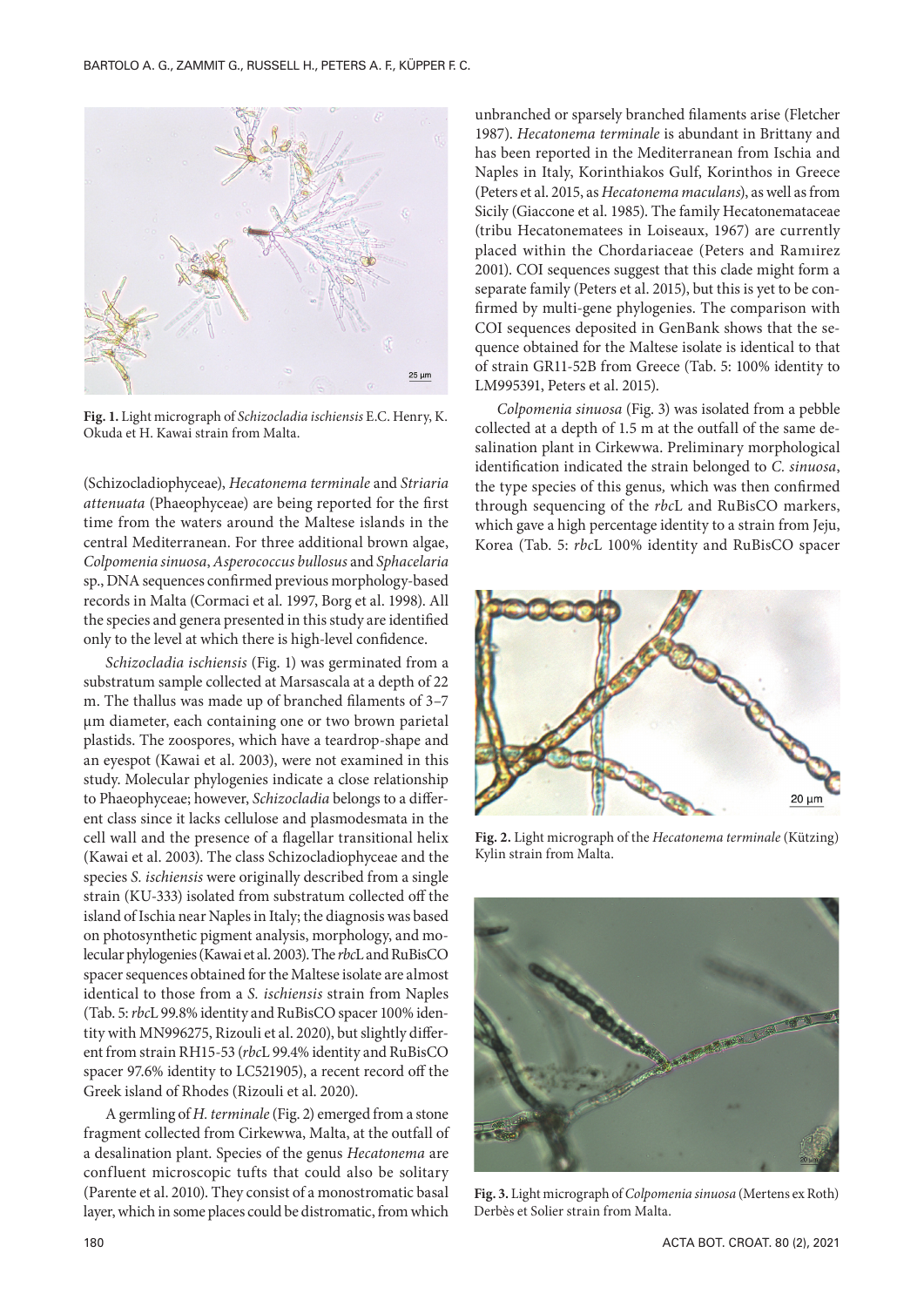Fig. 1. Light micrograph of *Schizocladia ischiensis* E.C. Henry, K. Okuda et H. Kawai strain from Malta.

(Schizocladiophyceae), *Hecatonema terminale* and *Striaria attenuata* (Phaeophyceae) are being reported for the first time from the waters around the Maltese islands in the central Mediterranean. For three additional brown algae, *Colpomenia sinuosa*, *Asperococcus bullosus* and *Sphacelaria* sp., DNA sequences confirmed previous morphology-based records in Malta (Cormaci et al. 1997, Borg et al. 1998). All the species and genera presented in this study are identified only to the level at which there is high-level confidence.

*Schizocladia ischiensis* (Fig. 1) was germinated from a substratum sample collected at Marsascala at a depth of 22 m. The thallus was made up of branched filaments of 3–7 µm diameter, each containing one or two brown parietal plastids. The zoospores, which have a teardrop-shape and an eyespot (Kawai et al. 2003), were not examined in this study. Molecular phylogenies indicate a close relationship to Phaeophyceae; however, *Schizocladia* belongs to a different class since it lacks cellulose and plasmodesmata in the cell wall and the presence of a flagellar transitional helix (Kawai et al. 2003). The class Schizocladiophyceae and the species *S. ischiensis* were originally described from a single strain (KU-333) isolated from substratum collected off the island of Ischia near Naples in Italy; the diagnosis was based on photosynthetic pigment analysis, morphology, and molecular phylogenies (Kawai et al. 2003). The *rbc*L and RuBisCO spacer sequences obtained for the Maltese isolate are almost identical to those from a *S. ischiensis* strain from Naples (Tab. 5: *rbc*L 99.8% identity and RuBisCO spacer 100% identity with MN996275, Rizouli et al. 2020), but slightly different from strain RH15-53 (*rbc*L 99.4% identity and RuBisCO spacer 97.6% identity to LC521905), a recent record off the Greek island of Rhodes (Rizouli et al. 2020).

A germling of *H. terminale* (Fig. 2) emerged from a stone fragment collected from Cirkewwa, Malta, at the outfall of a desalination plant. Species of the genus *Hecatonema* are confluent microscopic tufts that could also be solitary (Parente et al. 2010). They consist of a monostromatic basal layer, which in some places could be distromatic, from which unbranched or sparsely branched filaments arise (Fletcher 1987). *Hecatonema terminale* is abundant in Brittany and has been reported in the Mediterranean from Ischia and Naples in Italy, Korinthiakos Gulf, Korinthos in Greece (Peters et al. 2015, as *Hecatonema maculans*), as well as from Sicily (Giaccone et al. 1985). The family Hecatonemataceae (tribu Hecatonematees in Loiseaux, 1967) are currently placed within the Chordariaceae (Peters and Ramıirez 2001). COI sequences suggest that this clade might form a separate family (Peters et al. 2015), but this is yet to be confirmed by multi-gene phylogenies. The comparison with COI sequences deposited in GenBank shows that the sequence obtained for the Maltese isolate is identical to that of strain GR11-52B from Greece (Tab. 5: 100% identity to LM995391, Peters et al. 2015).

*Colpomenia sinuosa* (Fig. 3) was isolated from a pebble collected at a depth of 1.5 m at the outfall of the same desalination plant in Cirkewwa. Preliminary morphological identification indicated the strain belonged to *C. sinuosa*, the type species of this genus, which was then confirmed through sequencing of the *rbc*L and RuBisCO markers, which gave a high percentage identity to a strain from Jeju, Korea (Tab. 5: *rbc*L 100% identity and RuBisCO spacer

Fig. 2. Light micrograph of the *Hecatonema terminale* (Kützing) Kylin strain from Malta.

Fig. 3. Light micrograph of *Colpomenia sinuosa* (Mertens ex Roth) Derbès et Solier strain from Malta.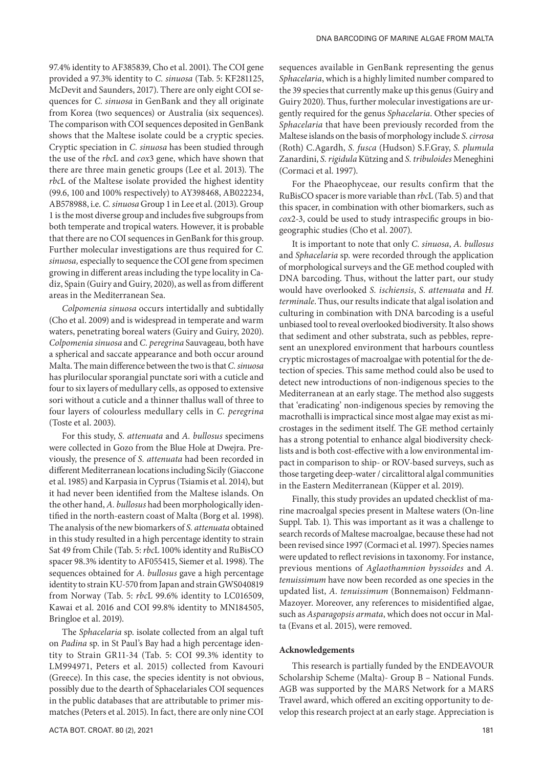97.4% identity to AF385839, Cho et al. 2001). The COI gene provided a 97.3% identity to *C. sinuosa* (Tab. 5: KF281125, McDevit and Saunders, 2017). There are only eight COI sequences for *C. sinuosa* in GenBank and they all originate from Korea (two sequences) or Australia (six sequences). The comparison with COI sequences deposited in GenBank shows that the Maltese isolate could be a cryptic species. Cryptic speciation in *C. sinuosa* has been studied through the use of the *rbc*L and *cox*3 gene, which have shown that there are three main genetic groups (Lee et al. 2013). The *rbc*L of the Maltese isolate provided the highest identity (99.6, 100 and 100% respectively) to AY398468, AB022234, AB578988, i.e. *C. sinuosa* Group 1 in Lee et al. (2013). Group 1 is the most diverse group and includes five subgroups from both temperate and tropical waters. However, it is probable that there are no COI sequences in GenBank for this group. Further molecular investigations are thus required for *C. sinuosa,* especially to sequence the COI gene from specimen growing in different areas including the type locality in Cadiz, Spain (Guiry and Guiry, 2020), as well as from different areas in the Mediterranean Sea.

*Colpomenia sinuosa* occurs intertidally and subtidally (Cho et al. 2009) and is widespread in temperate and warm waters, penetrating boreal waters (Guiry and Guiry, 2020). *Colpomenia sinuosa* and *C. peregrina* Sauvageau, both have a spherical and saccate appearance and both occur around Malta. The main difference between the two is that *C. sinuosa* has plurilocular sporangial punctate sori with a cuticle and four to six layers of medullary cells, as opposed to extensive sori without a cuticle and a thinner thallus wall of three to four layers of colourless medullary cells in *C. peregrina* (Toste et al. 2003).

For this study, *S. attenuata* and *A. bullosus* specimens were collected in Gozo from the Blue Hole at Dwejra. Previously, the presence of *S. attenuata* had been recorded in different Mediterranean locations including Sicily (Giaccone et al. 1985) and Karpasia in Cyprus (Tsiamis et al. 2014), but it had never been identified from the Maltese islands. On the other hand, *A. bullosus* had been morphologically identified in the north-eastern coast of Malta (Borg et al. 1998). The analysis of the new biomarkers of *S. attenuata* obtained in this study resulted in a high percentage identity to strain Sat 49 from Chile (Tab. 5: *rbc*L 100% identity and RuBisCO spacer 98.3% identity to AF055415, Siemer et al. 1998). The sequences obtained for *A. bullosus* gave a high percentage identity to strain KU-570 from Japan and strain GWS040819 from Norway (Tab. 5: *rbc*L 99.6% identity to LC016509, Kawai et al. 2016 and COI 99.8% identity to MN184505, Bringloe et al. 2019).

The *Sphacelaria* sp. isolate collected from an algal tuft on *Padina* sp. in St Paul's Bay had a high percentage identity to Strain GR11-34 (Tab. 5: COI 99.3% identity to LM994971, Peters et al. 2015) collected from Kavouri (Greece). In this case, the species identity is not obvious, possibly due to the dearth of Sphacelariales COI sequences in the public databases that are attributable to primer mismatches (Peters et al. 2015). In fact, there are only nine COI sequences available in GenBank representing the genus *Sphacelaria*, which is a highly limited number compared to the 39 species that currently make up this genus (Guiry and Guiry 2020). Thus, further molecular investigations are urgently required for the genus *Sphacelaria*. Other species of *Sphacelaria* that have been previously recorded from the Maltese islands on the basis of morphology include *S. cirrosa* (Roth) C.Agardh, *S. fusca* (Hudson) S.F.Gray, *S. plumula* Zanardini, *S. rigidula* Kützing and *S. tribuloides* Meneghini (Cormaci et al. 1997).

For the Phaeophyceae, our results confirm that the RuBisCO spacer is more variable than *rbc*L (Tab. 5) and that this spacer, in combination with other biomarkers, such as *cox*2-3, could be used to study intraspecific groups in biogeographic studies (Cho et al. 2007).

It is important to note that only *C. sinuosa*, *A. bullosus* and *Sphacelaria* sp. were recorded through the application of morphological surveys and the GE method coupled with DNA barcoding. Thus, without the latter part, our study would have overlooked *S. ischiensis*, *S. attenuata* and *H. terminale*. Thus, our results indicate that algal isolation and culturing in combination with DNA barcoding is a useful unbiased tool to reveal overlooked biodiversity. It also shows that sediment and other substrata, such as pebbles, represent an unexplored environment that harbours countless cryptic microstages of macroalgae with potential for the detection of species. This same method could also be used to detect new introductions of non-indigenous species to the Mediterranean at an early stage. The method also suggests that 'eradicating' non-indigenous species by removing the macrothalli is impractical since most algae may exist as microstages in the sediment itself. The GE method certainly has a strong potential to enhance algal biodiversity checklists and is both cost-effective with a low environmental impact in comparison to ship- or ROV-based surveys, such as those targeting deep-water / circalittoral algal communities in the Eastern Mediterranean (Küpper et al. 2019).

Finally, this study provides an updated checklist of marine macroalgal species present in Maltese waters (On-line Suppl. Tab. 1). This was important as it was a challenge to search records of Maltese macroalgae, because these had not been revised since 1997 (Cormaci et al. 1997). Species names were updated to reflect revisions in taxonomy. For instance, previous mentions of *Aglaothamnion byssoides* and *A. tenuissimum* have now been recorded as one species in the updated list, *A. tenuissimum* (Bonnemaison) Feldmann-Mazoyer. Moreover, any references to misidentified algae, such as *Asparagopsis armata*, which does not occur in Malta (Evans et al. 2015), were removed.

## Acknowledgements

This research is partially funded by the ENDEAVOUR Scholarship Scheme (Malta)- Group B – National Funds. AGB was supported by the MARS Network for a MARS Travel award, which offered an exciting opportunity to develop this research project at an early stage. Appreciation is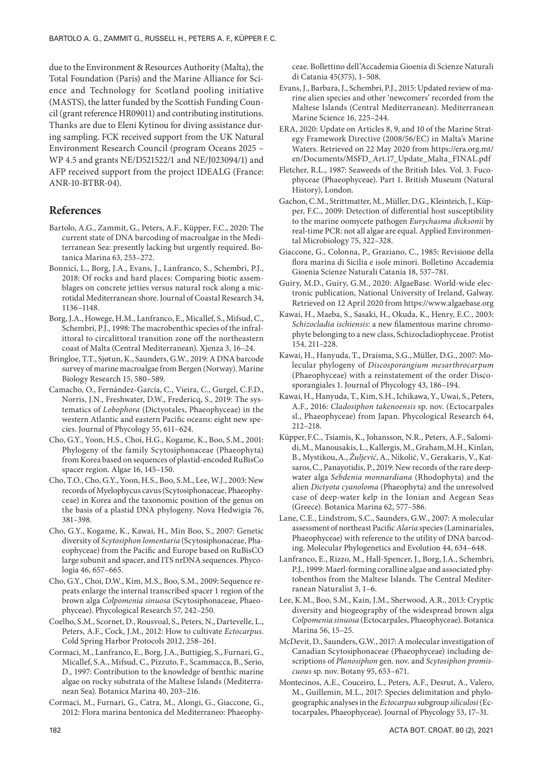due to the Environment & Resources Authority (Malta), the Total Foundation (Paris) and the Marine Alliance for Science and Technology for Scotland pooling initiative (MASTS), the latter funded by the Scottish Funding Council (grant reference HR09011) and contributing institutions. Thanks are due to Eleni Kytinou for diving assistance during sampling. FCK received support from the UK Natural Environment Research Council (program Oceans 2025 – WP 4.5 and grants NE/D521522/1 and NE/J023094/1) and AFP received support from the project IDEALG (France: ANR-10-BTBR-04).

## References

Bartolo, A.G., Zammit, G., Peters, A.F., Küpper, F.C., 2020: The current state of DNA barcoding of macroalgae in the Mediterranean Sea: presently lacking but urgently required. Botanica Marina 63, 253–272.

Bonnici, L., Borg, J.A., Evans, J., Lanfranco, S., Schembri, P.J., 2018: Of rocks and hard places: Comparing biotic assemblages on concrete jetties versus natural rock along a microtidal Mediterranean shore. Journal of Coastal Research 34, 1136–1148.

Borg, J.A., Howege, H.M., Lanfranco, E., Micallef, S., Mifsud, C., Schembri, P.J., 1998: The macrobenthic species of the infralittoral to circalittoral transition zone off the northeastern coast of Malta (Central Mediterranean). Xjenza 3, 16–24.

Bringloe, T.T., Sjøtun, K., Saunders, G.W., 2019: A DNA barcode survey of marine macroalgae from Bergen (Norway). Marine Biology Research 15, 580–589.

Camacho, O., Fernández-García, C., Vieira, C., Gurgel, C.F.D., Norris, J.N., Freshwater, D.W., Fredericq, S., 2019: The systematics of *Lobophora* (Dictyotales, Phaeophyceae) in the western Atlantic and eastern Pacific oceans: eight new species. Journal of Phycology 55, 611–624.

Cho, G.Y., Yoon, H.S., Choi, H.G., Kogame, K., Boo, S.M., 2001: Phylogeny of the family Scytosiphonaceae (Phaeophyta) from Korea based on sequences of plastid-encoded RuBisCo spacer region. Algae 16, 145–150.

Cho, T.O., Cho, G.Y., Yoon, H.S., Boo, S.M., Lee, W.J., 2003: New records of Myelophycus cavus (Scytosiphonaceae, Phaeophyceae) in Korea and the taxonomic position of the genus on the basis of a plastid DNA phylogeny. Nova Hedwigia 76, 381–398.

Cho, G.Y., Kogame, K., Kawai, H., Min Boo, S., 2007: Genetic diversity of *Scytosiphon lomentaria* (Scytosiphonaceae, Phaeophyceae) from the Pacific and Europe based on RuBisCO large subunit and spacer, and ITS nrDNA sequences. Phycologia 46, 657–665.

Cho, G.Y., Choi, D.W., Kim, M.S., Boo, S.M., 2009: Sequence repeats enlarge the internal transcribed spacer 1 region of the brown alga *Colpomenia sinuosa* (Scytosiphonaceae, Phaeophyceae). Phycological Research 57, 242–250.

Coelho, S.M., Scornet, D., Rousvoal, S., Peters, N., Dartevelle, L., Peters, A.F., Cock, J.M., 2012: How to cultivate *Ectocarpus*. Cold Spring Harbor Protocols 2012, 258–261.

Cormaci, M., Lanfranco, E., Borg, J.A., Buttigieg, S., Furnari, G., Micallef, S.A., Mifsud, C., Pizzuto, F., Scammacca, B., Serio, D., 1997: Contribution to the knowledge of benthic marine algae on rocky substrata of the Maltese Islands (Mediterranean Sea). Botanica Marina 40, 203–216.

Cormaci, M., Furnari, G., Catra, M., Alongi, G., Giaccone, G., 2012: Flora marina bentonica del Mediterraneo: Phaeophyceae. Bollettino dell'Accademia Gioenia di Scienze Naturali di Catania 45(375), 1–508.

Evans, J., Barbara, J., Schembri, P.J., 2015: Updated review of marine alien species and other 'newcomers' recorded from the Maltese Islands (Central Mediterranean). Mediterranean Marine Science 16, 225–244.

ERA, 2020: Update on Articles 8, 9, and 10 of the Marine Strategy Framework Directive (2008/56/EC) in Malta's Marine Waters. Retrieved on 22 May 2020 from https://era.org.mt/en/Documents/MSFD_Art.17_Update_Malta_FINAL.pdf

Fletcher, R.L., 1987: Seaweeds of the British Isles. Vol. 3. Fucophyceae (Phaeophyceae). Part 1. British Museum (Natural History), London.

Gachon, C.M., Strittmatter, M., Müller, D.G., Kleinteich, J., Küpper, F.C., 2009: Detection of differential host susceptibility to the marine oomycete pathogen *Eurychasma dicksonii* by real-time PCR: not all algae are equal. Applied Environmental Microbiology 75, 322–328.

Giaccone, G., Colonna, P., Graziano, C., 1985: Revisione della flora marina di Sicilia e isole minori. Bolletino Accademia Gioenia Scienze Naturali Catania 18, 537–781.

Guiry, M.D., Guiry, G.M., 2020: AlgaeBase. World-wide electronic publication, National University of Ireland, Galway. Retrieved on 12 April 2020 from https://www.algaebase.org

Kawai, H., Maeba, S., Sasaki, H., Okuda, K., Henry, E.C., 2003: *Schizocladia ischiensis*: a new filamentous marine chromophyte belonging to a new class, Schizocladiophyceae. Protist 154, 211–228.

Kawai, H., Hanyuda, T., Draisma, S.G., Müller, D.G., 2007: Molecular phylogeny of *Discosporangium mesarthrocarpum* (Phaeophyceae) with a reinstatement of the order Discosporangiales 1. Journal of Phycology 43, 186–194.

Kawai, H., Hanyuda, T., Kim, S.H., Ichikawa, Y., Uwai, S., Peters, A.F., 2016: *Cladosiphon takenoensis* sp. nov. (Ectocarpales sl., Phaeophyceae) from Japan. Phycological Research 64, 212–218.

Küpper, F.C., Tsiamis, K., Johansson, N.R., Peters, A.F., Salomidi, M., Manousakis, L., Kallergis, M., Graham, M.H., Kinlan, B., Mystikou, A., *Žuljević*, A., Nikolić, V., Gerakaris, V., Katsaros, C., Panayotidis, P., 2019: New records of the rare deep-water alga *Sebdenia monnardiana* (Rhodophyta) and the alien *Dictyota cyanoloma* (Phaeophyta) and the unresolved case of deep-water kelp in the Ionian and Aegean Seas (Greece). Botanica Marina 62, 577–586.

Lane, C.E., Lindstrom, S.C., Saunders, G.W., 2007: A molecular assessment of northeast Pacific *Alaria* species (Laminariales, Phaeophyceae) with reference to the utility of DNA barcoding. Molecular Phylogenetics and Evolution 44, 634–648.

Lanfranco, E., Rizzo, M., Hall-Spencer, J., Borg, J.A., Schembri, P.J., 1999: Maerl-forming coralline algae and associated phytobenthos from the Maltese Islands. The Central Mediterranean Naturalist 3, 1–6.

Lee, K.M., Boo, S.M., Kain, J.M., Sherwood, A.R., 2013: Cryptic diversity and biogeography of the widespread brown alga *Colpomenia sinuosa* (Ectocarpales, Phaeophyceae). Botanica Marina 56, 15–25.

McDevit, D., Saunders, G.W., 2017: A molecular investigation of Canadian Scytosiphonaceae (Phaeophyceae) including descriptions of *Planosiphon* gen. nov. and *Scytosiphon promiscuous* sp. nov. Botany 95, 653–671.

Montecinos, A.E., Couceiro, L., Peters, A.F., Desrut, A., Valero, M., Guillemin, M.L., 2017: Species delimitation and phylogeographic analyses in the *Ectocarpus* subgroup *siliculosi* (Ectocarpales, Phaeophyceae). Journal of Phycology 53, 17–31.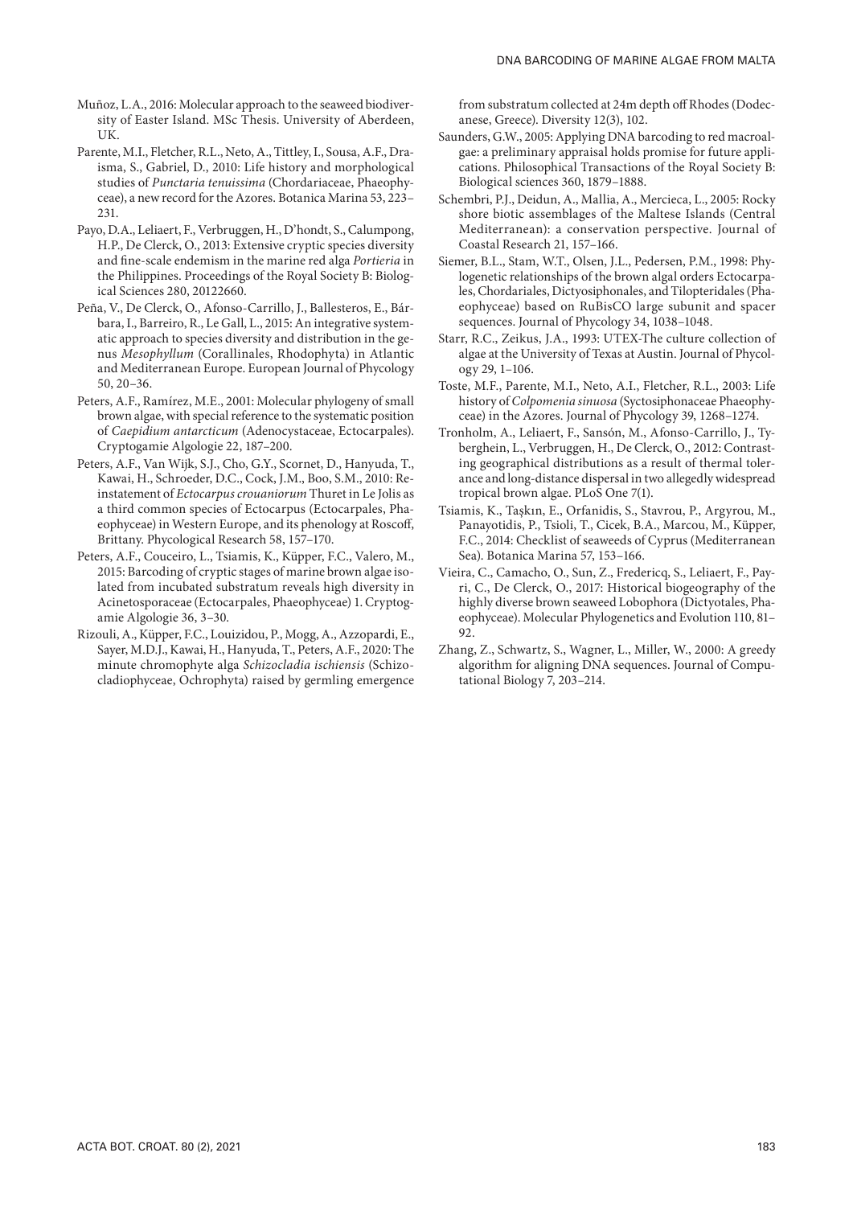Muñoz, L.A., 2016: Molecular approach to the seaweed biodiversity of Easter Island. MSc Thesis. University of Aberdeen, UK.

Parente, M.I., Fletcher, R.L., Neto, A., Tittley, I., Sousa, A.F., Draisma, S., Gabriel, D., 2010: Life history and morphological studies of *Punctaria tenuissima* (Chordariaceae, Phaeophyceae), a new record for the Azores. Botanica Marina 53, 223–231.

Payo, D.A., Leliaert, F., Verbruggen, H., D'hondt, S., Calumpong, H.P., De Clerck, O., 2013: Extensive cryptic species diversity and fine-scale endemism in the marine red alga *Portieria* in the Philippines. Proceedings of the Royal Society B: Biological Sciences 280, 20122660.

Peña, V., De Clerck, O., Afonso-Carrillo, J., Ballesteros, E., Bárbara, I., Barreiro, R., Le Gall, L., 2015: An integrative systematic approach to species diversity and distribution in the genus *Mesophyllum* (Corallinales, Rhodophyta) in Atlantic and Mediterranean Europe. European Journal of Phycology 50, 20–36.

Peters, A.F., Ramírez, M.E., 2001: Molecular phylogeny of small brown algae, with special reference to the systematic position of *Caepidium antarcticum* (Adenocystaceae, Ectocarpales). Cryptogamie Algologie 22, 187–200.

Peters, A.F., Van Wijk, S.J., Cho, G.Y., Scornet, D., Hanyuda, T., Kawai, H., Schroeder, D.C., Cock, J.M., Boo, S.M., 2010: Reinstatement of *Ectocarpus crouaniorum* Thuret in Le Jolis as a third common species of Ectocarpus (Ectocarpales, Phaeophyceae) in Western Europe, and its phenology at Roscoff, Brittany. Phycological Research 58, 157–170.

Peters, A.F., Couceiro, L., Tsiamis, K., Küpper, F.C., Valero, M., 2015: Barcoding of cryptic stages of marine brown algae isolated from incubated substratum reveals high diversity in Acinetosporaceae (Ectocarpales, Phaeophyceae) 1. Cryptogamie Algologie 36, 3–30.

Rizouli, A., Küpper, F.C., Louizidou, P., Mogg, A., Azzopardi, E., Sayer, M.D.J., Kawai, H., Hanyuda, T., Peters, A.F., 2020: The minute chromophyte alga *Schizocladia ischiensis* (Schizocladiophyceae, Ochrophyta) raised by germling emergence from substratum collected at 24m depth off Rhodes (Dodecanese, Greece). Diversity 12(3), 102.

Saunders, G.W., 2005: Applying DNA barcoding to red macroalgae: a preliminary appraisal holds promise for future applications. Philosophical Transactions of the Royal Society B: Biological sciences 360, 1879–1888.

Schembri, P.J., Deidun, A., Mallia, A., Mercieca, L., 2005: Rocky shore biotic assemblages of the Maltese Islands (Central Mediterranean): a conservation perspective. Journal of Coastal Research 21, 157–166.

Siemer, B.L., Stam, W.T., Olsen, J.L., Pedersen, P.M., 1998: Phylogenetic relationships of the brown algal orders Ectocarpales, Chordariales, Dictyosiphonales, and Tilopteridales (Phaeophyceae) based on RuBisCO large subunit and spacer sequences. Journal of Phycology 34, 1038–1048.

Starr, R.C., Zeikus, J.A., 1993: UTEX-The culture collection of algae at the University of Texas at Austin. Journal of Phycology 29, 1–106.

Toste, M.F., Parente, M.I., Neto, A.I., Fletcher, R.L., 2003: Life history of *Colpomenia sinuosa* (Syctosiphonaceae Phaeophyceae) in the Azores. Journal of Phycology 39, 1268–1274.

Tronholm, A., Leliaert, F., Sansón, M., Afonso-Carrillo, J., Tyberghein, L., Verbruggen, H., De Clerck, O., 2012: Contrasting geographical distributions as a result of thermal tolerance and long-distance dispersal in two allegedly widespread tropical brown algae. PLoS One 7(1).

Tsiamis, K., Taşkın, E., Orfanidis, S., Stavrou, P., Argyrou, M., Panayotidis, P., Tsioli, T., Cicek, B.A., Marcou, M., Küpper, F.C., 2014: Checklist of seaweeds of Cyprus (Mediterranean Sea). Botanica Marina 57, 153–166.

Vieira, C., Camacho, O., Sun, Z., Fredericq, S., Leliaert, F., Payri, C., De Clerck, O., 2017: Historical biogeography of the highly diverse brown seaweed Lobophora (Dictyotales, Phaeophyceae). Molecular Phylogenetics and Evolution 110, 81–92.

Zhang, Z., Schwartz, S., Wagner, L., Miller, W., 2000: A greedy algorithm for aligning DNA sequences. Journal of Computational Biology 7, 203–214.